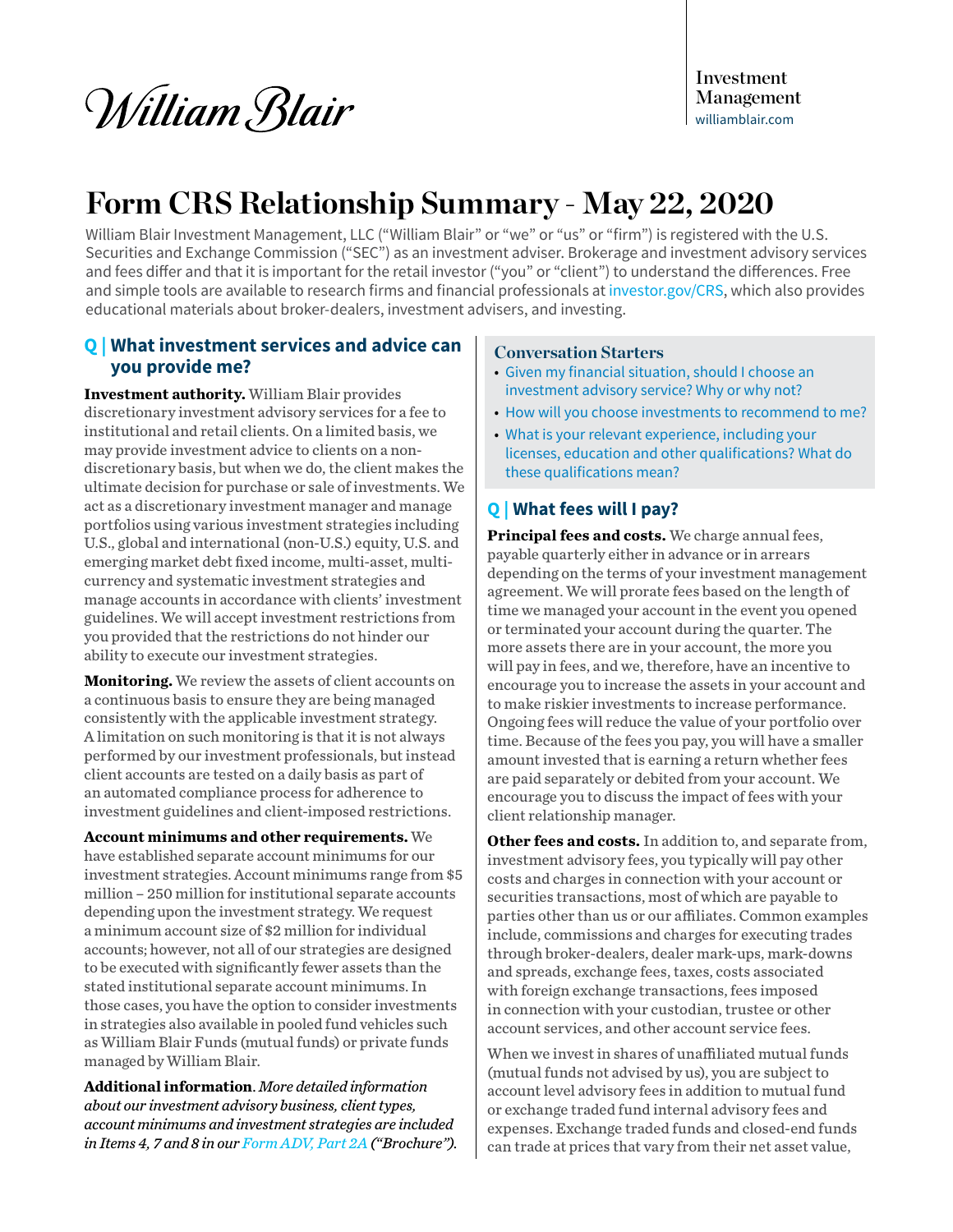William Blair

Investment Management
williamblair.com

# Form CRS Relationship Summary - May 22, 2020

William Blair Investment Management, LLC ("William Blair" or "we" or "us" or "firm") is registered with the U.S. Securities and Exchange Commission ("SEC") as an investment adviser. Brokerage and investment advisory services and fees differ and that it is important for the retail investor ("you" or "client") to understand the differences. Free and simple tools are available to research firms and financial professionals at investor.gov/CRS, which also provides educational materials about broker-dealers, investment advisers, and investing.

## Q | What investment services and advice can you provide me?

**Investment authority.** William Blair provides discretionary investment advisory services for a fee to institutional and retail clients. On a limited basis, we may provide investment advice to clients on a non-discretionary basis, but when we do, the client makes the ultimate decision for purchase or sale of investments. We act as a discretionary investment manager and manage portfolios using various investment strategies including U.S., global and international (non-U.S.) equity, U.S. and emerging market debt fixed income, multi-asset, multi-currency and systematic investment strategies and manage accounts in accordance with clients' investment guidelines. We will accept investment restrictions from you provided that the restrictions do not hinder our ability to execute our investment strategies.

**Monitoring.** We review the assets of client accounts on a continuous basis to ensure they are being managed consistently with the applicable investment strategy. A limitation on such monitoring is that it is not always performed by our investment professionals, but instead client accounts are tested on a daily basis as part of an automated compliance process for adherence to investment guidelines and client-imposed restrictions.

**Account minimums and other requirements.** We have established separate account minimums for our investment strategies. Account minimums range from $5 million – 250 million for institutional separate accounts depending upon the investment strategy. We request a minimum account size of $2 million for individual accounts; however, not all of our strategies are designed to be executed with significantly fewer assets than the stated institutional separate account minimums. In those cases, you have the option to consider investments in strategies also available in pooled fund vehicles such as William Blair Funds (mutual funds) or private funds managed by William Blair.

**Additional information**. *More detailed information about our investment advisory business, client types, account minimums and investment strategies are included in Items 4, 7 and 8 in our Form ADV, Part 2A ("Brochure").*

### Conversation Starters

- Given my financial situation, should I choose an investment advisory service? Why or why not?
- How will you choose investments to recommend to me?
- What is your relevant experience, including your licenses, education and other qualifications? What do these qualifications mean?

## Q | What fees will I pay?

**Principal fees and costs.** We charge annual fees, payable quarterly either in advance or in arrears depending on the terms of your investment management agreement. We will prorate fees based on the length of time we managed your account in the event you opened or terminated your account during the quarter. The more assets there are in your account, the more you will pay in fees, and we, therefore, have an incentive to encourage you to increase the assets in your account and to make riskier investments to increase performance. Ongoing fees will reduce the value of your portfolio over time. Because of the fees you pay, you will have a smaller amount invested that is earning a return whether fees are paid separately or debited from your account. We encourage you to discuss the impact of fees with your client relationship manager.

**Other fees and costs.** In addition to, and separate from, investment advisory fees, you typically will pay other costs and charges in connection with your account or securities transactions, most of which are payable to parties other than us or our affiliates. Common examples include, commissions and charges for executing trades through broker-dealers, dealer mark-ups, mark-downs and spreads, exchange fees, taxes, costs associated with foreign exchange transactions, fees imposed in connection with your custodian, trustee or other account services, and other account service fees.

When we invest in shares of unaffiliated mutual funds (mutual funds not advised by us), you are subject to account level advisory fees in addition to mutual fund or exchange traded fund internal advisory fees and expenses. Exchange traded funds and closed-end funds can trade at prices that vary from their net asset value,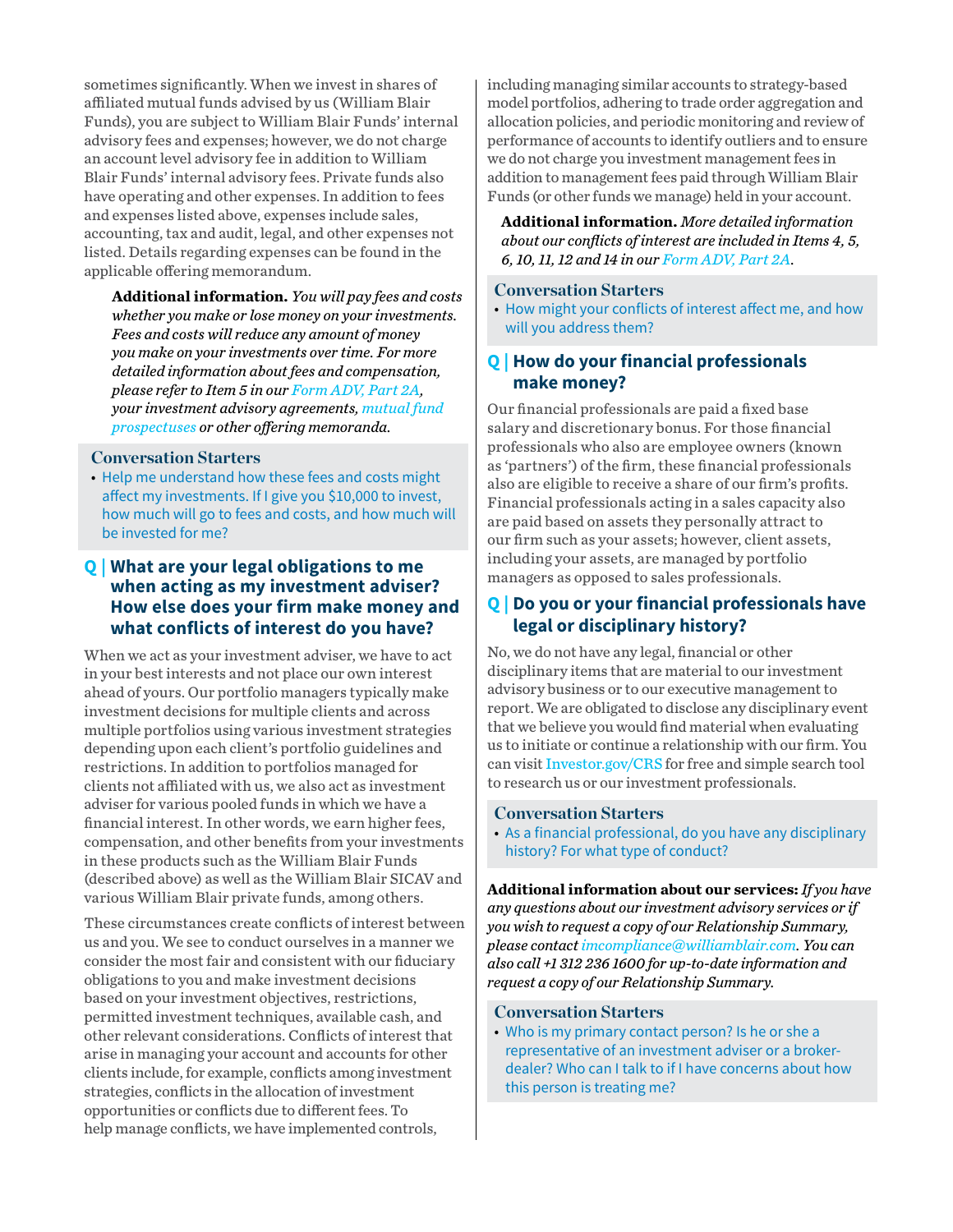sometimes significantly. When we invest in shares of affiliated mutual funds advised by us (William Blair Funds), you are subject to William Blair Funds' internal advisory fees and expenses; however, we do not charge an account level advisory fee in addition to William Blair Funds' internal advisory fees. Private funds also have operating and other expenses. In addition to fees and expenses listed above, expenses include sales, accounting, tax and audit, legal, and other expenses not listed. Details regarding expenses can be found in the applicable offering memorandum.

**Additional information.** *You will pay fees and costs whether you make or lose money on your investments. Fees and costs will reduce any amount of money you make on your investments over time. For more detailed information about fees and compensation, please refer to Item 5 in our Form ADV, Part 2A, your investment advisory agreements, mutual fund prospectuses or other offering memoranda.*

### Conversation Starters

- Help me understand how these fees and costs might affect my investments. If I give you $10,000 to invest, how much will go to fees and costs, and how much will be invested for me?

## Q | What are your legal obligations to me when acting as my investment adviser? How else does your firm make money and what conflicts of interest do you have?

When we act as your investment adviser, we have to act in your best interests and not place our own interest ahead of yours. Our portfolio managers typically make investment decisions for multiple clients and across multiple portfolios using various investment strategies depending upon each client's portfolio guidelines and restrictions. In addition to portfolios managed for clients not affiliated with us, we also act as investment adviser for various pooled funds in which we have a financial interest. In other words, we earn higher fees, compensation, and other benefits from your investments in these products such as the William Blair Funds (described above) as well as the William Blair SICAV and various William Blair private funds, among others.

These circumstances create conflicts of interest between us and you. We see to conduct ourselves in a manner we consider the most fair and consistent with our fiduciary obligations to you and make investment decisions based on your investment objectives, restrictions, permitted investment techniques, available cash, and other relevant considerations. Conflicts of interest that arise in managing your account and accounts for other clients include, for example, conflicts among investment strategies, conflicts in the allocation of investment opportunities or conflicts due to different fees. To help manage conflicts, we have implemented controls, including managing similar accounts to strategy-based model portfolios, adhering to trade order aggregation and allocation policies, and periodic monitoring and review of performance of accounts to identify outliers and to ensure we do not charge you investment management fees in addition to management fees paid through William Blair Funds (or other funds we manage) held in your account.

**Additional information.** *More detailed information about our conflicts of interest are included in Items 4, 5, 6, 10, 11, 12 and 14 in our Form ADV, Part 2A.*

### Conversation Starters

- How might your conflicts of interest affect me, and how will you address them?

## Q | How do your financial professionals make money?

Our financial professionals are paid a fixed base salary and discretionary bonus. For those financial professionals who also are employee owners (known as 'partners') of the firm, these financial professionals also are eligible to receive a share of our firm's profits. Financial professionals acting in a sales capacity also are paid based on assets they personally attract to our firm such as your assets; however, client assets, including your assets, are managed by portfolio managers as opposed to sales professionals.

## Q | Do you or your financial professionals have legal or disciplinary history?

No, we do not have any legal, financial or other disciplinary items that are material to our investment advisory business or to our executive management to report. We are obligated to disclose any disciplinary event that we believe you would find material when evaluating us to initiate or continue a relationship with our firm. You can visit Investor.gov/CRS for free and simple search tool to research us or our investment professionals.

### Conversation Starters

- As a financial professional, do you have any disciplinary history? For what type of conduct?

**Additional information about our services:** *If you have any questions about our investment advisory services or if you wish to request a copy of our Relationship Summary, please contact imcompliance@williamblair.com. You can also call +1 312 236 1600 for up-to-date information and request a copy of our Relationship Summary.*

### Conversation Starters

- Who is my primary contact person? Is he or she a representative of an investment adviser or a broker-dealer? Who can I talk to if I have concerns about how this person is treating me?